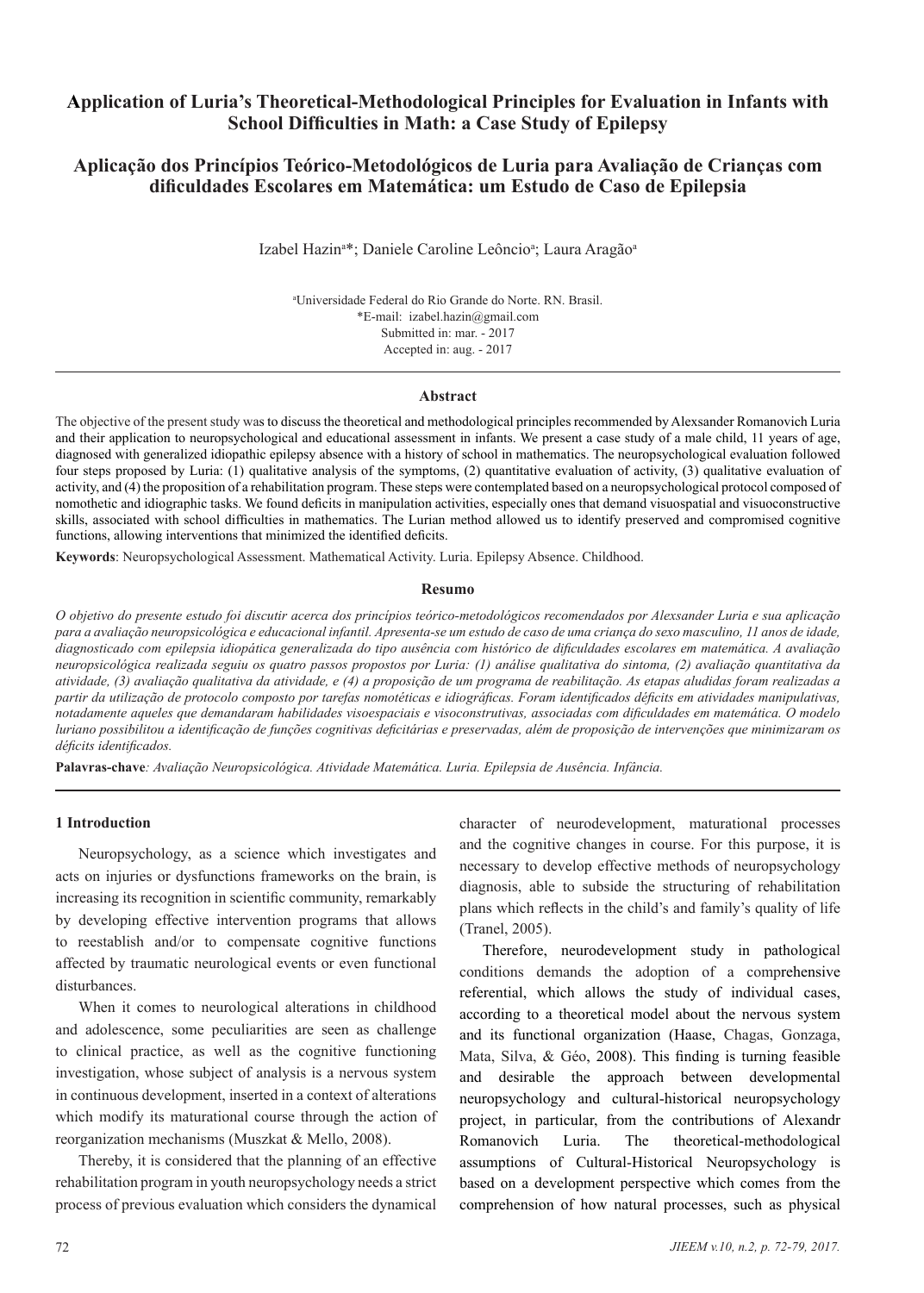# Application of Luria's Theoretical-Methodological Principles for Evaluation in Infants with School Difficulties in Math: a Case Study of Epilepsy

# Aplicação dos Princípios Teórico-Metodológicos de Luria para Avaliação de Crianças com dificuldades Escolares em Matemática: um Estudo de Caso de Epilepsia

Izabel Hazin[a]*; Daniele Caroline Leôncio[a]; Laura Aragão[a]

[a]Universidade Federal do Rio Grande do Norte. RN. Brasil.
*E-mail: izabel.hazin@gmail.com
Submitted in: mar. - 2017
Accepted in: aug. - 2017

## Abstract

The objective of the present study was to discuss the theoretical and methodological principles recommended by Alexsander Romanovich Luria and their application to neuropsychological and educational assessment in infants. We present a case study of a male child, 11 years of age, diagnosed with generalized idiopathic epilepsy absence with a history of school in mathematics. The neuropsychological evaluation followed four steps proposed by Luria: (1) qualitative analysis of the symptoms, (2) quantitative evaluation of activity, (3) qualitative evaluation of activity, and (4) the proposition of a rehabilitation program. These steps were contemplated based on a neuropsychological protocol composed of nomothetic and idiographic tasks. We found deficits in manipulation activities, especially ones that demand visuospatial and visuoconstructive skills, associated with school difficulties in mathematics. The Lurian method allowed us to identify preserved and compromised cognitive functions, allowing interventions that minimized the identified deficits.

**Keywords**: Neuropsychological Assessment. Mathematical Activity. Luria. Epilepsy Absence. Childhood.

## Resumo

*O objetivo do presente estudo foi discutir acerca dos princípios teórico-metodológicos recomendados por Alexsander Luria e sua aplicação para a avaliação neuropsicológica e educacional infantil. Apresenta-se um estudo de caso de uma criança do sexo masculino, 11 anos de idade, diagnosticado com epilepsia idiopática generalizada do tipo ausência com histórico de dificuldades escolares em matemática. A avaliação neuropsicológica realizada seguiu os quatro passos propostos por Luria: (1) análise qualitativa do sintoma, (2) avaliação quantitativa da atividade, (3) avaliação qualitativa da atividade, e (4) a proposição de um programa de reabilitação. As etapas aludidas foram realizadas a partir da utilização de protocolo composto por tarefas nomotéticas e idiográficas. Foram identificados déficits em atividades manipulativas, notadamente aqueles que demandaram habilidades visoespaciais e visoconstrutivas, associadas com dificuldades em matemática. O modelo luriano possibilitou a identificação de funções cognitivas deficitárias e preservadas, além de proposição de intervenções que minimizaram os déficits identificados.*

**Palavras-chave***: Avaliação Neuropsicológica. Atividade Matemática. Luria. Epilepsia de Ausência. Infância.*

## 1 Introduction

Neuropsychology, as a science which investigates and acts on injuries or dysfunctions frameworks on the brain, is increasing its recognition in scientific community, remarkably by developing effective intervention programs that allows to reestablish and/or to compensate cognitive functions affected by traumatic neurological events or even functional disturbances.

When it comes to neurological alterations in childhood and adolescence, some peculiarities are seen as challenge to clinical practice, as well as the cognitive functioning investigation, whose subject of analysis is a nervous system in continuous development, inserted in a context of alterations which modify its maturational course through the action of reorganization mechanisms (Muszkat & Mello, 2008).

Thereby, it is considered that the planning of an effective rehabilitation program in youth neuropsychology needs a strict process of previous evaluation which considers the dynamical character of neurodevelopment, maturational processes and the cognitive changes in course. For this purpose, it is necessary to develop effective methods of neuropsychology diagnosis, able to subside the structuring of rehabilitation plans which reflects in the child's and family's quality of life (Tranel, 2005).

Therefore, neurodevelopment study in pathological conditions demands the adoption of a comprehensive referential, which allows the study of individual cases, according to a theoretical model about the nervous system and its functional organization (Haase, Chagas, Gonzaga, Mata, Silva, & Géo, 2008). This finding is turning feasible and desirable the approach between developmental neuropsychology and cultural-historical neuropsychology project, in particular, from the contributions of Alexandr Romanovich Luria. The theoretical-methodological assumptions of Cultural-Historical Neuropsychology is based on a development perspective which comes from the comprehension of how natural processes, such as physical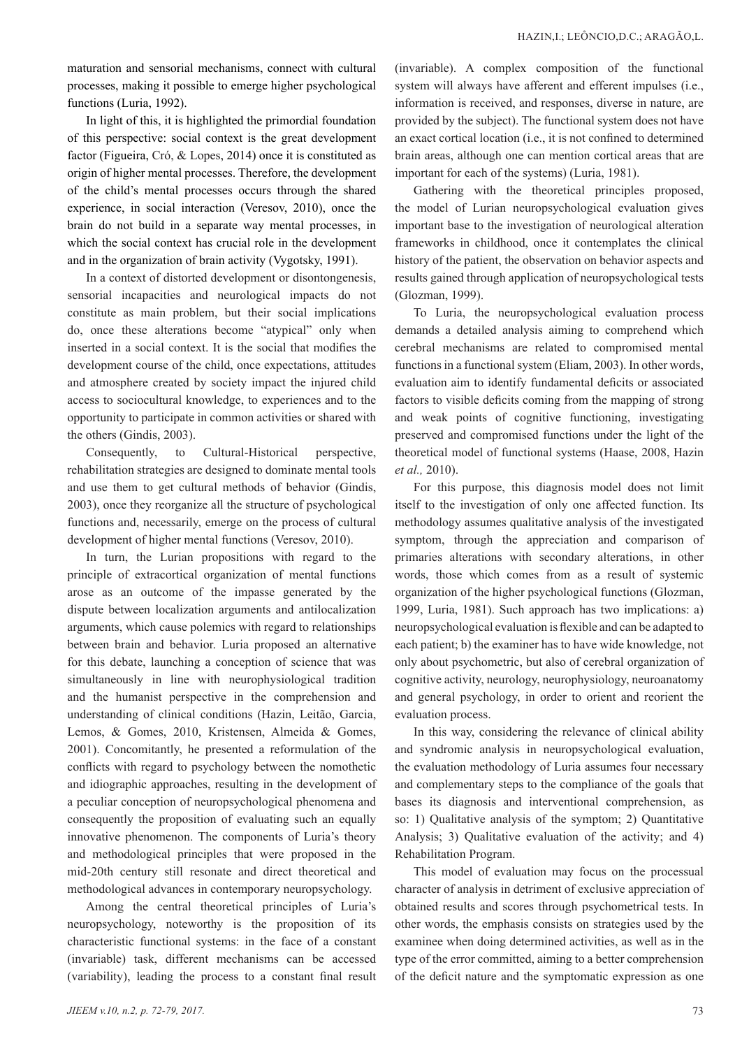maturation and sensorial mechanisms, connect with cultural processes, making it possible to emerge higher psychological functions (Luria, 1992).

In light of this, it is highlighted the primordial foundation of this perspective: social context is the great development factor (Figueira, Cró, & Lopes, 2014) once it is constituted as origin of higher mental processes. Therefore, the development of the child's mental processes occurs through the shared experience, in social interaction (Veresov, 2010), once the brain do not build in a separate way mental processes, in which the social context has crucial role in the development and in the organization of brain activity (Vygotsky, 1991).

In a context of distorted development or disontongenesis, sensorial incapacities and neurological impacts do not constitute as main problem, but their social implications do, once these alterations become "atypical" only when inserted in a social context. It is the social that modifies the development course of the child, once expectations, attitudes and atmosphere created by society impact the injured child access to sociocultural knowledge, to experiences and to the opportunity to participate in common activities or shared with the others (Gindis, 2003).

Consequently, to Cultural-Historical perspective, rehabilitation strategies are designed to dominate mental tools and use them to get cultural methods of behavior (Gindis, 2003), once they reorganize all the structure of psychological functions and, necessarily, emerge on the process of cultural development of higher mental functions (Veresov, 2010).

In turn, the Lurian propositions with regard to the principle of extracortical organization of mental functions arose as an outcome of the impasse generated by the dispute between localization arguments and antilocalization arguments, which cause polemics with regard to relationships between brain and behavior. Luria proposed an alternative for this debate, launching a conception of science that was simultaneously in line with neurophysiological tradition and the humanist perspective in the comprehension and understanding of clinical conditions (Hazin, Leitão, Garcia, Lemos, & Gomes, 2010, Kristensen, Almeida & Gomes, 2001). Concomitantly, he presented a reformulation of the conflicts with regard to psychology between the nomothetic and idiographic approaches, resulting in the development of a peculiar conception of neuropsychological phenomena and consequently the proposition of evaluating such an equally innovative phenomenon. The components of Luria's theory and methodological principles that were proposed in the mid-20th century still resonate and direct theoretical and methodological advances in contemporary neuropsychology.

Among the central theoretical principles of Luria's neuropsychology, noteworthy is the proposition of its characteristic functional systems: in the face of a constant (invariable) task, different mechanisms can be accessed (variability), leading the process to a constant final result (invariable). A complex composition of the functional system will always have afferent and efferent impulses (i.e., information is received, and responses, diverse in nature, are provided by the subject). The functional system does not have an exact cortical location (i.e., it is not confined to determined brain areas, although one can mention cortical areas that are important for each of the systems) (Luria, 1981).

Gathering with the theoretical principles proposed, the model of Lurian neuropsychological evaluation gives important base to the investigation of neurological alteration frameworks in childhood, once it contemplates the clinical history of the patient, the observation on behavior aspects and results gained through application of neuropsychological tests (Glozman, 1999).

To Luria, the neuropsychological evaluation process demands a detailed analysis aiming to comprehend which cerebral mechanisms are related to compromised mental functions in a functional system (Eliam, 2003). In other words, evaluation aim to identify fundamental deficits or associated factors to visible deficits coming from the mapping of strong and weak points of cognitive functioning, investigating preserved and compromised functions under the light of the theoretical model of functional systems (Haase, 2008, Hazin *et al.,* 2010).

For this purpose, this diagnosis model does not limit itself to the investigation of only one affected function. Its methodology assumes qualitative analysis of the investigated symptom, through the appreciation and comparison of primaries alterations with secondary alterations, in other words, those which comes from as a result of systemic organization of the higher psychological functions (Glozman, 1999, Luria, 1981). Such approach has two implications: a) neuropsychological evaluation is flexible and can be adapted to each patient; b) the examiner has to have wide knowledge, not only about psychometric, but also of cerebral organization of cognitive activity, neurology, neurophysiology, neuroanatomy and general psychology, in order to orient and reorient the evaluation process.

In this way, considering the relevance of clinical ability and syndromic analysis in neuropsychological evaluation, the evaluation methodology of Luria assumes four necessary and complementary steps to the compliance of the goals that bases its diagnosis and interventional comprehension, as so: 1) Qualitative analysis of the symptom; 2) Quantitative Analysis; 3) Qualitative evaluation of the activity; and 4) Rehabilitation Program.

This model of evaluation may focus on the processual character of analysis in detriment of exclusive appreciation of obtained results and scores through psychometrical tests. In other words, the emphasis consists on strategies used by the examinee when doing determined activities, as well as in the type of the error committed, aiming to a better comprehension of the deficit nature and the symptomatic expression as one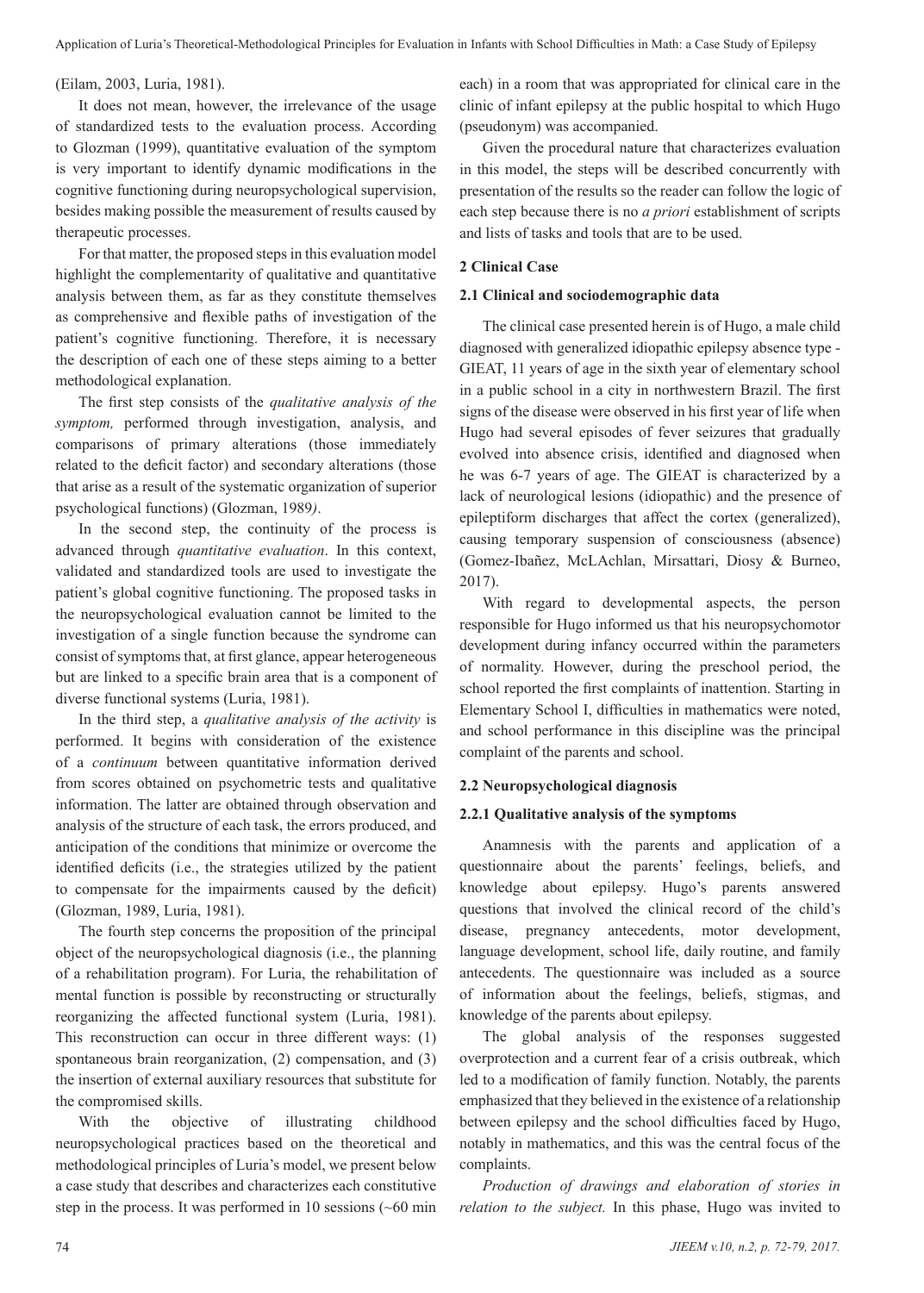(Eilam, 2003, Luria, 1981).

It does not mean, however, the irrelevance of the usage of standardized tests to the evaluation process. According to Glozman (1999), quantitative evaluation of the symptom is very important to identify dynamic modifications in the cognitive functioning during neuropsychological supervision, besides making possible the measurement of results caused by therapeutic processes.

For that matter, the proposed steps in this evaluation model highlight the complementarity of qualitative and quantitative analysis between them, as far as they constitute themselves as comprehensive and flexible paths of investigation of the patient's cognitive functioning. Therefore, it is necessary the description of each one of these steps aiming to a better methodological explanation.

The first step consists of the *qualitative analysis of the symptom,* performed through investigation, analysis, and comparisons of primary alterations (those immediately related to the deficit factor) and secondary alterations (those that arise as a result of the systematic organization of superior psychological functions) (Glozman, 1989).

In the second step, the continuity of the process is advanced through *quantitative evaluation*. In this context, validated and standardized tools are used to investigate the patient's global cognitive functioning. The proposed tasks in the neuropsychological evaluation cannot be limited to the investigation of a single function because the syndrome can consist of symptoms that, at first glance, appear heterogeneous but are linked to a specific brain area that is a component of diverse functional systems (Luria, 1981).

In the third step, a *qualitative analysis of the activity* is performed. It begins with consideration of the existence of a *continuum* between quantitative information derived from scores obtained on psychometric tests and qualitative information. The latter are obtained through observation and analysis of the structure of each task, the errors produced, and anticipation of the conditions that minimize or overcome the identified deficits (i.e., the strategies utilized by the patient to compensate for the impairments caused by the deficit) (Glozman, 1989, Luria, 1981).

The fourth step concerns the proposition of the principal object of the neuropsychological diagnosis (i.e., the planning of a rehabilitation program). For Luria, the rehabilitation of mental function is possible by reconstructing or structurally reorganizing the affected functional system (Luria, 1981). This reconstruction can occur in three different ways: (1) spontaneous brain reorganization, (2) compensation, and (3) the insertion of external auxiliary resources that substitute for the compromised skills.

With the objective of illustrating childhood neuropsychological practices based on the theoretical and methodological principles of Luria's model, we present below a case study that describes and characterizes each constitutive step in the process. It was performed in 10 sessions (~60 min each) in a room that was appropriated for clinical care in the clinic of infant epilepsy at the public hospital to which Hugo (pseudonym) was accompanied.

Given the procedural nature that characterizes evaluation in this model, the steps will be described concurrently with presentation of the results so the reader can follow the logic of each step because there is no *a priori* establishment of scripts and lists of tasks and tools that are to be used.

## 2 Clinical Case

### 2.1 Clinical and sociodemographic data

The clinical case presented herein is of Hugo, a male child diagnosed with generalized idiopathic epilepsy absence type - GIEAT, 11 years of age in the sixth year of elementary school in a public school in a city in northwestern Brazil. The first signs of the disease were observed in his first year of life when Hugo had several episodes of fever seizures that gradually evolved into absence crisis, identified and diagnosed when he was 6-7 years of age. The GIEAT is characterized by a lack of neurological lesions (idiopathic) and the presence of epileptiform discharges that affect the cortex (generalized), causing temporary suspension of consciousness (absence) (Gomez-Ibañez, McLAchlan, Mirsattari, Diosy & Burneo, 2017).

With regard to developmental aspects, the person responsible for Hugo informed us that his neuropsychomotor development during infancy occurred within the parameters of normality. However, during the preschool period, the school reported the first complaints of inattention. Starting in Elementary School I, difficulties in mathematics were noted, and school performance in this discipline was the principal complaint of the parents and school.

### 2.2 Neuropsychological diagnosis

#### 2.2.1 Qualitative analysis of the symptoms

Anamnesis with the parents and application of a questionnaire about the parents' feelings, beliefs, and knowledge about epilepsy. Hugo's parents answered questions that involved the clinical record of the child's disease, pregnancy antecedents, motor development, language development, school life, daily routine, and family antecedents. The questionnaire was included as a source of information about the feelings, beliefs, stigmas, and knowledge of the parents about epilepsy.

The global analysis of the responses suggested overprotection and a current fear of a crisis outbreak, which led to a modification of family function. Notably, the parents emphasized that they believed in the existence of a relationship between epilepsy and the school difficulties faced by Hugo, notably in mathematics, and this was the central focus of the complaints.

*Production of drawings and elaboration of stories in relation to the subject.* In this phase, Hugo was invited to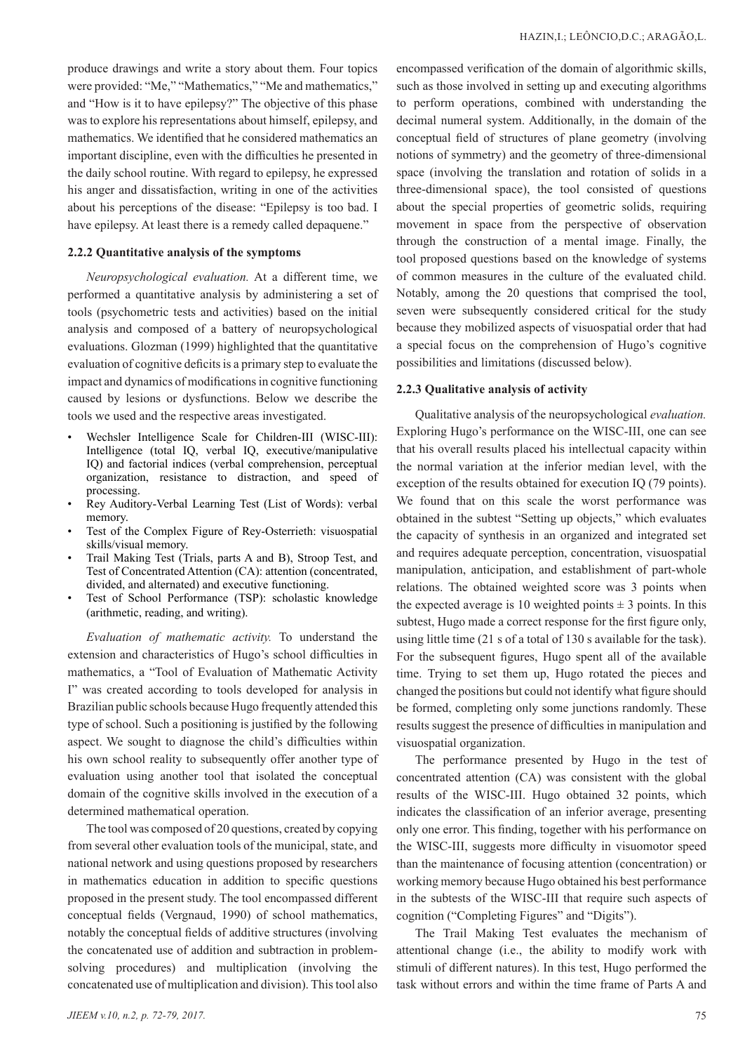produce drawings and write a story about them. Four topics were provided: "Me," "Mathematics," "Me and mathematics," and "How is it to have epilepsy?" The objective of this phase was to explore his representations about himself, epilepsy, and mathematics. We identified that he considered mathematics an important discipline, even with the difficulties he presented in the daily school routine. With regard to epilepsy, he expressed his anger and dissatisfaction, writing in one of the activities about his perceptions of the disease: "Epilepsy is too bad. I have epilepsy. At least there is a remedy called depaquene."

### 2.2.2 Quantitative analysis of the symptoms

*Neuropsychological evaluation.* At a different time, we performed a quantitative analysis by administering a set of tools (psychometric tests and activities) based on the initial analysis and composed of a battery of neuropsychological evaluations. Glozman (1999) highlighted that the quantitative evaluation of cognitive deficits is a primary step to evaluate the impact and dynamics of modifications in cognitive functioning caused by lesions or dysfunctions. Below we describe the tools we used and the respective areas investigated.

- Wechsler Intelligence Scale for Children-III (WISC-III): Intelligence (total IQ, verbal IQ, executive/manipulative IQ) and factorial indices (verbal comprehension, perceptual organization, resistance to distraction, and speed of processing.
- Rey Auditory-Verbal Learning Test (List of Words): verbal memory.
- Test of the Complex Figure of Rey-Osterrieth: visuospatial skills/visual memory.
- Trail Making Test (Trials, parts A and B), Stroop Test, and Test of Concentrated Attention (CA): attention (concentrated, divided, and alternated) and executive functioning.
- Test of School Performance (TSP): scholastic knowledge (arithmetic, reading, and writing).

*Evaluation of mathematic activity.* To understand the extension and characteristics of Hugo's school difficulties in mathematics, a "Tool of Evaluation of Mathematic Activity I" was created according to tools developed for analysis in Brazilian public schools because Hugo frequently attended this type of school. Such a positioning is justified by the following aspect. We sought to diagnose the child's difficulties within his own school reality to subsequently offer another type of evaluation using another tool that isolated the conceptual domain of the cognitive skills involved in the execution of a determined mathematical operation.

The tool was composed of 20 questions, created by copying from several other evaluation tools of the municipal, state, and national network and using questions proposed by researchers in mathematics education in addition to specific questions proposed in the present study. The tool encompassed different conceptual fields (Vergnaud, 1990) of school mathematics, notably the conceptual fields of additive structures (involving the concatenated use of addition and subtraction in problem-solving procedures) and multiplication (involving the concatenated use of multiplication and division). This tool also encompassed verification of the domain of algorithmic skills, such as those involved in setting up and executing algorithms to perform operations, combined with understanding the decimal numeral system. Additionally, in the domain of the conceptual field of structures of plane geometry (involving notions of symmetry) and the geometry of three-dimensional space (involving the translation and rotation of solids in a three-dimensional space), the tool consisted of questions about the special properties of geometric solids, requiring movement in space from the perspective of observation through the construction of a mental image. Finally, the tool proposed questions based on the knowledge of systems of common measures in the culture of the evaluated child. Notably, among the 20 questions that comprised the tool, seven were subsequently considered critical for the study because they mobilized aspects of visuospatial order that had a special focus on the comprehension of Hugo's cognitive possibilities and limitations (discussed below).

### 2.2.3 Qualitative analysis of activity

Qualitative analysis of the neuropsychological *evaluation.* Exploring Hugo's performance on the WISC-III, one can see that his overall results placed his intellectual capacity within the normal variation at the inferior median level, with the exception of the results obtained for execution IQ (79 points). We found that on this scale the worst performance was obtained in the subtest "Setting up objects," which evaluates the capacity of synthesis in an organized and integrated set and requires adequate perception, concentration, visuospatial manipulation, anticipation, and establishment of part-whole relations. The obtained weighted score was 3 points when the expected average is 10 weighted points ± 3 points. In this subtest, Hugo made a correct response for the first figure only, using little time (21 s of a total of 130 s available for the task). For the subsequent figures, Hugo spent all of the available time. Trying to set them up, Hugo rotated the pieces and changed the positions but could not identify what figure should be formed, completing only some junctions randomly. These results suggest the presence of difficulties in manipulation and visuospatial organization.

The performance presented by Hugo in the test of concentrated attention (CA) was consistent with the global results of the WISC-III. Hugo obtained 32 points, which indicates the classification of an inferior average, presenting only one error. This finding, together with his performance on the WISC-III, suggests more difficulty in visuomotor speed than the maintenance of focusing attention (concentration) or working memory because Hugo obtained his best performance in the subtests of the WISC-III that require such aspects of cognition ("Completing Figures" and "Digits").

The Trail Making Test evaluates the mechanism of attentional change (i.e., the ability to modify work with stimuli of different natures). In this test, Hugo performed the task without errors and within the time frame of Parts A and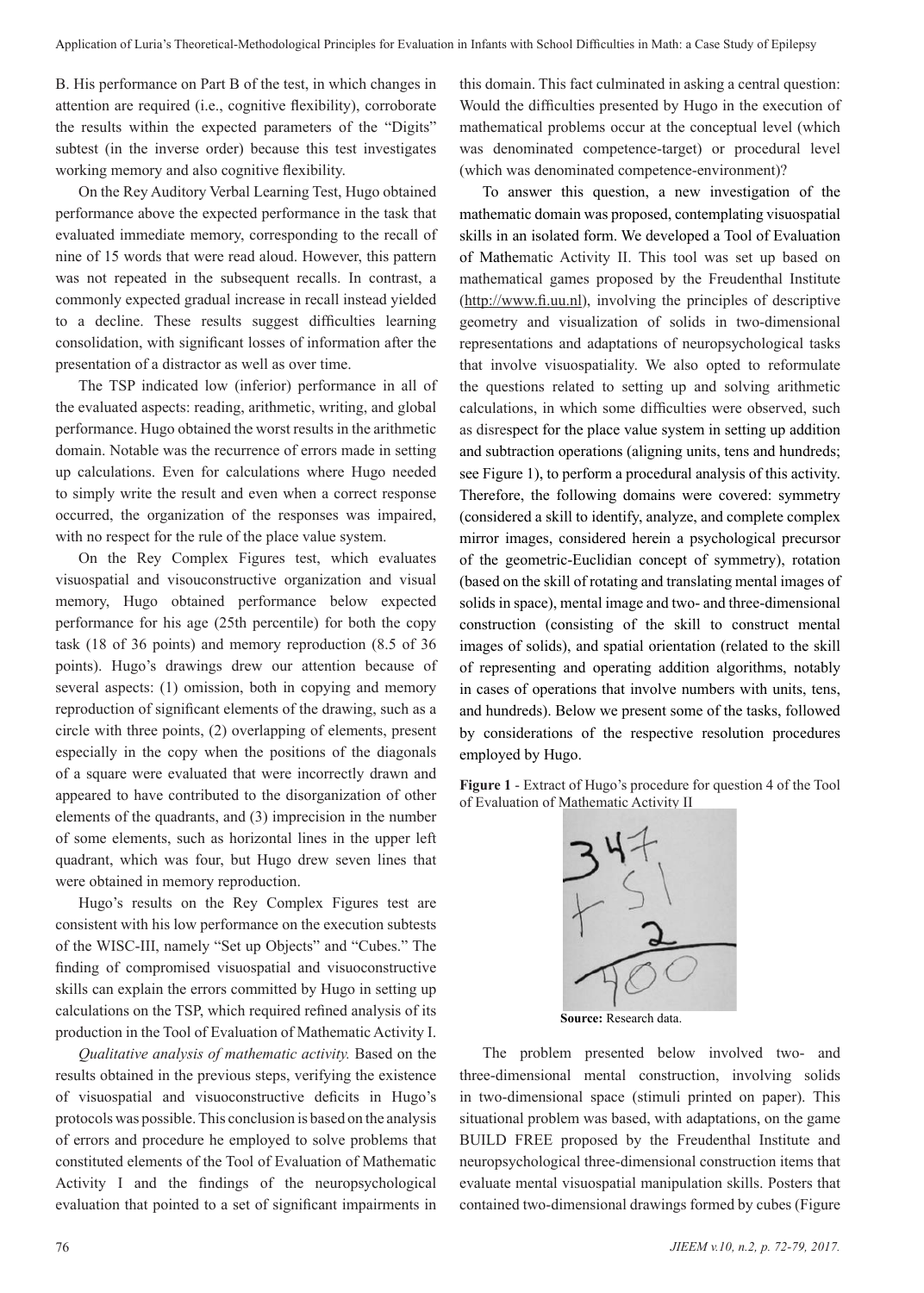B. His performance on Part B of the test, in which changes in attention are required (i.e., cognitive flexibility), corroborate the results within the expected parameters of the "Digits" subtest (in the inverse order) because this test investigates working memory and also cognitive flexibility.

On the Rey Auditory Verbal Learning Test, Hugo obtained performance above the expected performance in the task that evaluated immediate memory, corresponding to the recall of nine of 15 words that were read aloud. However, this pattern was not repeated in the subsequent recalls. In contrast, a commonly expected gradual increase in recall instead yielded to a decline. These results suggest difficulties learning consolidation, with significant losses of information after the presentation of a distractor as well as over time.

The TSP indicated low (inferior) performance in all of the evaluated aspects: reading, arithmetic, writing, and global performance. Hugo obtained the worst results in the arithmetic domain. Notable was the recurrence of errors made in setting up calculations. Even for calculations where Hugo needed to simply write the result and even when a correct response occurred, the organization of the responses was impaired, with no respect for the rule of the place value system.

On the Rey Complex Figures test, which evaluates visuospatial and visouconstructive organization and visual memory, Hugo obtained performance below expected performance for his age (25th percentile) for both the copy task (18 of 36 points) and memory reproduction (8.5 of 36 points). Hugo's drawings drew our attention because of several aspects: (1) omission, both in copying and memory reproduction of significant elements of the drawing, such as a circle with three points, (2) overlapping of elements, present especially in the copy when the positions of the diagonals of a square were evaluated that were incorrectly drawn and appeared to have contributed to the disorganization of other elements of the quadrants, and (3) imprecision in the number of some elements, such as horizontal lines in the upper left quadrant, which was four, but Hugo drew seven lines that were obtained in memory reproduction.

Hugo's results on the Rey Complex Figures test are consistent with his low performance on the execution subtests of the WISC-III, namely "Set up Objects" and "Cubes." The finding of compromised visuospatial and visuoconstructive skills can explain the errors committed by Hugo in setting up calculations on the TSP, which required refined analysis of its production in the Tool of Evaluation of Mathematic Activity I.

*Qualitative analysis of mathematic activity.* Based on the results obtained in the previous steps, verifying the existence of visuospatial and visuoconstructive deficits in Hugo's protocols was possible. This conclusion is based on the analysis of errors and procedure he employed to solve problems that constituted elements of the Tool of Evaluation of Mathematic Activity I and the findings of the neuropsychological evaluation that pointed to a set of significant impairments in this domain. This fact culminated in asking a central question: Would the difficulties presented by Hugo in the execution of mathematical problems occur at the conceptual level (which was denominated competence-target) or procedural level (which was denominated competence-environment)?

To answer this question, a new investigation of the mathematic domain was proposed, contemplating visuospatial skills in an isolated form. We developed a Tool of Evaluation of Mathematic Activity II. This tool was set up based on mathematical games proposed by the Freudenthal Institute (http://www.fi.uu.nl), involving the principles of descriptive geometry and visualization of solids in two-dimensional representations and adaptations of neuropsychological tasks that involve visuospatiality. We also opted to reformulate the questions related to setting up and solving arithmetic calculations, in which some difficulties were observed, such as disrespect for the place value system in setting up addition and subtraction operations (aligning units, tens and hundreds; see Figure 1), to perform a procedural analysis of this activity. Therefore, the following domains were covered: symmetry (considered a skill to identify, analyze, and complete complex mirror images, considered herein a psychological precursor of the geometric-Euclidian concept of symmetry), rotation (based on the skill of rotating and translating mental images of solids in space), mental image and two- and three-dimensional construction (consisting of the skill to construct mental images of solids), and spatial orientation (related to the skill of representing and operating addition algorithms, notably in cases of operations that involve numbers with units, tens, and hundreds). Below we present some of the tasks, followed by considerations of the respective resolution procedures employed by Hugo.

**Figure 1** - Extract of Hugo's procedure for question 4 of the Tool of Evaluation of Mathematic Activity II

**Source:** Research data.

The problem presented below involved two- and three-dimensional mental construction, involving solids in two-dimensional space (stimuli printed on paper). This situational problem was based, with adaptations, on the game BUILD FREE proposed by the Freudenthal Institute and neuropsychological three-dimensional construction items that evaluate mental visuospatial manipulation skills. Posters that contained two-dimensional drawings formed by cubes (Figure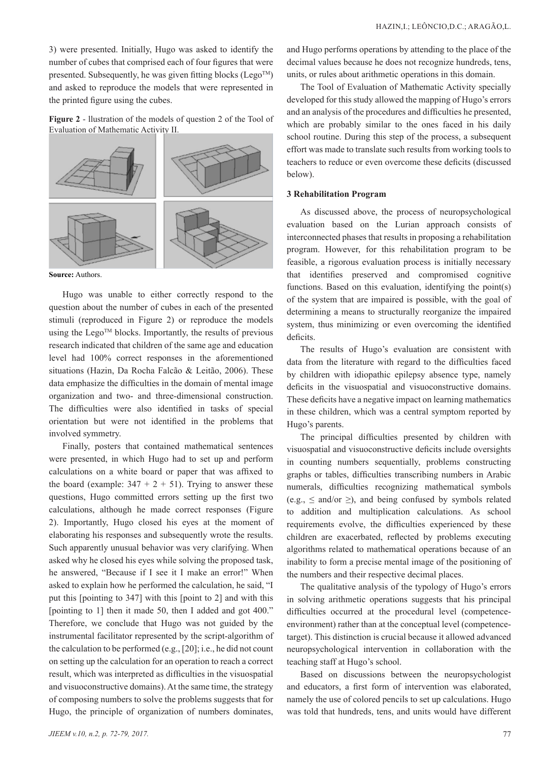3) were presented. Initially, Hugo was asked to identify the number of cubes that comprised each of four figures that were presented. Subsequently, he was given fitting blocks (Lego™) and asked to reproduce the models that were represented in the printed figure using the cubes.

**Figure 2** - llustration of the models of question 2 of the Tool of Evaluation of Mathematic Activity II.

**Source:** Authors.

Hugo was unable to either correctly respond to the question about the number of cubes in each of the presented stimuli (reproduced in Figure 2) or reproduce the models using the Lego™ blocks. Importantly, the results of previous research indicated that children of the same age and education level had 100% correct responses in the aforementioned situations (Hazin, Da Rocha Falcão & Leitão, 2006). These data emphasize the difficulties in the domain of mental image organization and two- and three-dimensional construction. The difficulties were also identified in tasks of special orientation but were not identified in the problems that involved symmetry.

Finally, posters that contained mathematical sentences were presented, in which Hugo had to set up and perform calculations on a white board or paper that was affixed to the board (example: 347 + 2 + 51). Trying to answer these questions, Hugo committed errors setting up the first two calculations, although he made correct responses (Figure 2). Importantly, Hugo closed his eyes at the moment of elaborating his responses and subsequently wrote the results. Such apparently unusual behavior was very clarifying. When asked why he closed his eyes while solving the proposed task, he answered, "Because if I see it I make an error!" When asked to explain how he performed the calculation, he said, "I put this [pointing to 347] with this [point to 2] and with this [pointing to 1] then it made 50, then I added and got 400." Therefore, we conclude that Hugo was not guided by the instrumental facilitator represented by the script-algorithm of the calculation to be performed (e.g., [20]; i.e., he did not count on setting up the calculation for an operation to reach a correct result, which was interpreted as difficulties in the visuospatial and visuoconstructive domains). At the same time, the strategy of composing numbers to solve the problems suggests that for Hugo, the principle of organization of numbers dominates, and Hugo performs operations by attending to the place of the decimal values because he does not recognize hundreds, tens, units, or rules about arithmetic operations in this domain.

The Tool of Evaluation of Mathematic Activity specially developed for this study allowed the mapping of Hugo's errors and an analysis of the procedures and difficulties he presented, which are probably similar to the ones faced in his daily school routine. During this step of the process, a subsequent effort was made to translate such results from working tools to teachers to reduce or even overcome these deficits (discussed below).

### 3 Rehabilitation Program

As discussed above, the process of neuropsychological evaluation based on the Lurian approach consists of interconnected phases that results in proposing a rehabilitation program. However, for this rehabilitation program to be feasible, a rigorous evaluation process is initially necessary that identifies preserved and compromised cognitive functions. Based on this evaluation, identifying the point(s) of the system that are impaired is possible, with the goal of determining a means to structurally reorganize the impaired system, thus minimizing or even overcoming the identified deficits.

The results of Hugo's evaluation are consistent with data from the literature with regard to the difficulties faced by children with idiopathic epilepsy absence type, namely deficits in the visuospatial and visuoconstructive domains. These deficits have a negative impact on learning mathematics in these children, which was a central symptom reported by Hugo's parents.

The principal difficulties presented by children with visuospatial and visuoconstructive deficits include oversights in counting numbers sequentially, problems constructing graphs or tables, difficulties transcribing numbers in Arabic numerals, difficulties recognizing mathematical symbols (e.g., $\leq$ and/or $\geq$), and being confused by symbols related to addition and multiplication calculations. As school requirements evolve, the difficulties experienced by these children are exacerbated, reflected by problems executing algorithms related to mathematical operations because of an inability to form a precise mental image of the positioning of the numbers and their respective decimal places.

The qualitative analysis of the typology of Hugo's errors in solving arithmetic operations suggests that his principal difficulties occurred at the procedural level (competence-environment) rather than at the conceptual level (competence-target). This distinction is crucial because it allowed advanced neuropsychological intervention in collaboration with the teaching staff at Hugo's school.

Based on discussions between the neuropsychologist and educators, a first form of intervention was elaborated, namely the use of colored pencils to set up calculations. Hugo was told that hundreds, tens, and units would have different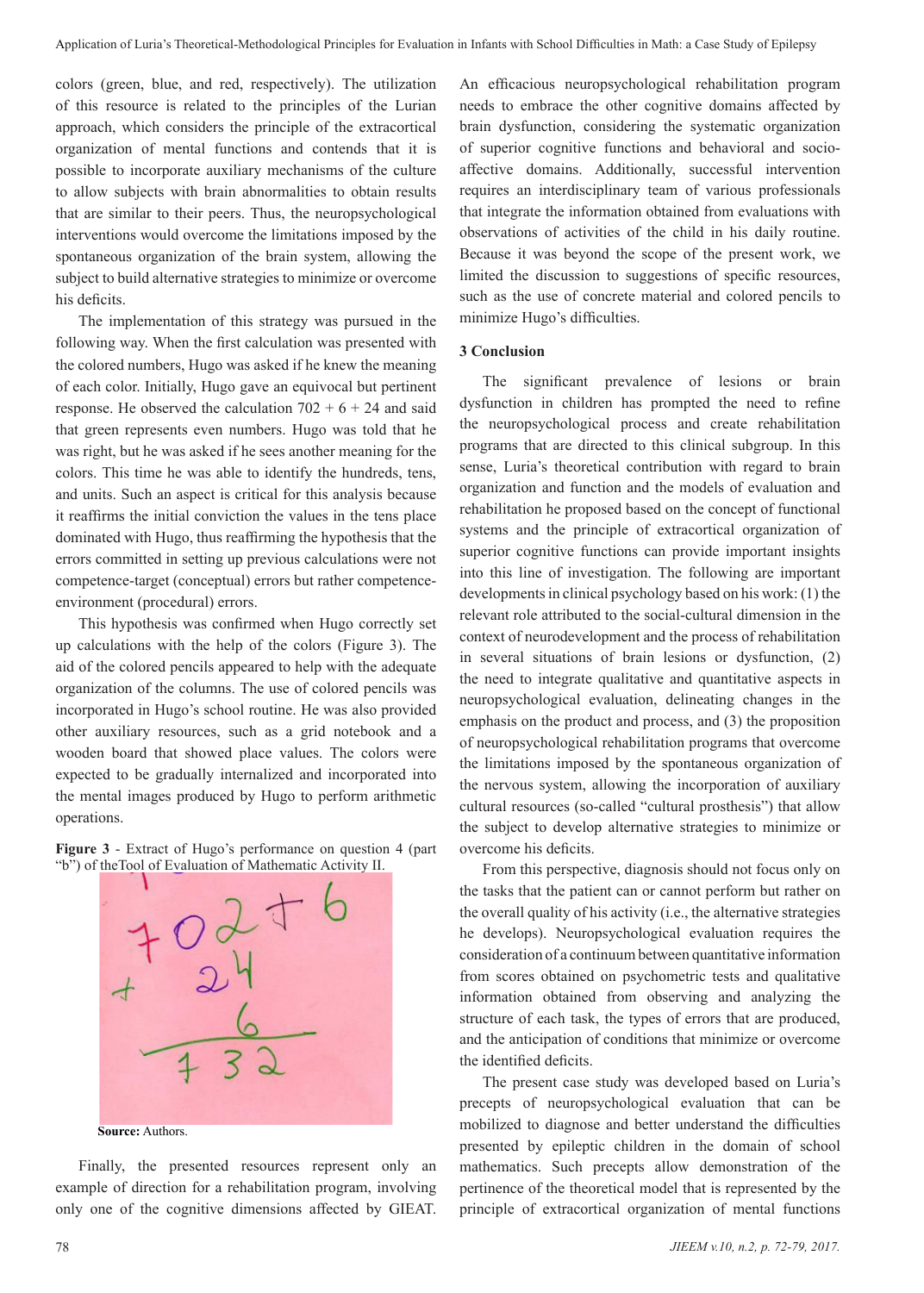colors (green, blue, and red, respectively). The utilization of this resource is related to the principles of the Lurian approach, which considers the principle of the extracortical organization of mental functions and contends that it is possible to incorporate auxiliary mechanisms of the culture to allow subjects with brain abnormalities to obtain results that are similar to their peers. Thus, the neuropsychological interventions would overcome the limitations imposed by the spontaneous organization of the brain system, allowing the subject to build alternative strategies to minimize or overcome his deficits.

The implementation of this strategy was pursued in the following way. When the first calculation was presented with the colored numbers, Hugo was asked if he knew the meaning of each color. Initially, Hugo gave an equivocal but pertinent response. He observed the calculation 702 + 6 + 24 and said that green represents even numbers. Hugo was told that he was right, but he was asked if he sees another meaning for the colors. This time he was able to identify the hundreds, tens, and units. Such an aspect is critical for this analysis because it reaffirms the initial conviction the values in the tens place dominated with Hugo, thus reaffirming the hypothesis that the errors committed in setting up previous calculations were not competence-target (conceptual) errors but rather competence-environment (procedural) errors.

This hypothesis was confirmed when Hugo correctly set up calculations with the help of the colors (Figure 3). The aid of the colored pencils appeared to help with the adequate organization of the columns. The use of colored pencils was incorporated in Hugo's school routine. He was also provided other auxiliary resources, such as a grid notebook and a wooden board that showed place values. The colors were expected to be gradually internalized and incorporated into the mental images produced by Hugo to perform arithmetic operations.

**Figure 3** - Extract of Hugo's performance on question 4 (part "b") of the Tool of Evaluation of Mathematic Activity II.

**Source:** Authors.

Finally, the presented resources represent only an example of direction for a rehabilitation program, involving only one of the cognitive dimensions affected by GIEAT. An efficacious neuropsychological rehabilitation program needs to embrace the other cognitive domains affected by brain dysfunction, considering the systematic organization of superior cognitive functions and behavioral and socio-affective domains. Additionally, successful intervention requires an interdisciplinary team of various professionals that integrate the information obtained from evaluations with observations of activities of the child in his daily routine. Because it was beyond the scope of the present work, we limited the discussion to suggestions of specific resources, such as the use of concrete material and colored pencils to minimize Hugo's difficulties.

## 3 Conclusion

The significant prevalence of lesions or brain dysfunction in children has prompted the need to refine the neuropsychological process and create rehabilitation programs that are directed to this clinical subgroup. In this sense, Luria's theoretical contribution with regard to brain organization and function and the models of evaluation and rehabilitation he proposed based on the concept of functional systems and the principle of extracortical organization of superior cognitive functions can provide important insights into this line of investigation. The following are important developments in clinical psychology based on his work: (1) the relevant role attributed to the social-cultural dimension in the context of neurodevelopment and the process of rehabilitation in several situations of brain lesions or dysfunction, (2) the need to integrate qualitative and quantitative aspects in neuropsychological evaluation, delineating changes in the emphasis on the product and process, and (3) the proposition of neuropsychological rehabilitation programs that overcome the limitations imposed by the spontaneous organization of the nervous system, allowing the incorporation of auxiliary cultural resources (so-called "cultural prosthesis") that allow the subject to develop alternative strategies to minimize or overcome his deficits.

From this perspective, diagnosis should not focus only on the tasks that the patient can or cannot perform but rather on the overall quality of his activity (i.e., the alternative strategies he develops). Neuropsychological evaluation requires the consideration of a continuum between quantitative information from scores obtained on psychometric tests and qualitative information obtained from observing and analyzing the structure of each task, the types of errors that are produced, and the anticipation of conditions that minimize or overcome the identified deficits.

The present case study was developed based on Luria's precepts of neuropsychological evaluation that can be mobilized to diagnose and better understand the difficulties presented by epileptic children in the domain of school mathematics. Such precepts allow demonstration of the pertinence of the theoretical model that is represented by the principle of extracortical organization of mental functions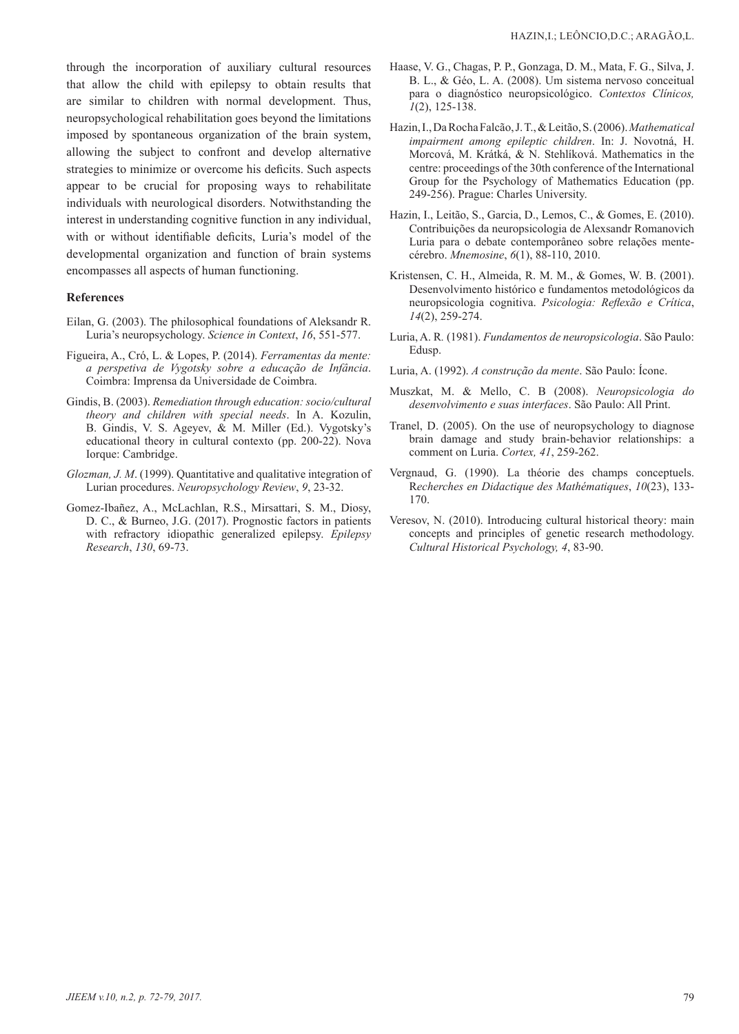through the incorporation of auxiliary cultural resources that allow the child with epilepsy to obtain results that are similar to children with normal development. Thus, neuropsychological rehabilitation goes beyond the limitations imposed by spontaneous organization of the brain system, allowing the subject to confront and develop alternative strategies to minimize or overcome his deficits. Such aspects appear to be crucial for proposing ways to rehabilitate individuals with neurological disorders. Notwithstanding the interest in understanding cognitive function in any individual, with or without identifiable deficits, Luria's model of the developmental organization and function of brain systems encompasses all aspects of human functioning.

## References

Eilan, G. (2003). The philosophical foundations of Aleksandr R. Luria's neuropsychology. *Science in Context*, *16*, 551-577.

Figueira, A., Cró, L. & Lopes, P. (2014). *Ferramentas da mente: a perspetiva de Vygotsky sobre a educação de Infância*. Coimbra: Imprensa da Universidade de Coimbra.

Gindis, B. (2003). *Remediation through education: socio/cultural theory and children with special needs*. In A. Kozulin, B. Gindis, V. S. Ageyev, & M. Miller (Ed.). Vygotsky's educational theory in cultural contexto (pp. 200-22). Nova Iorque: Cambridge.

*Glozman, J. M*. (1999). Quantitative and qualitative integration of Lurian procedures. *Neuropsychology Review*, *9*, 23-32.

Gomez-Ibañez, A., McLachlan, R.S., Mirsattari, S. M., Diosy, D. C., & Burneo, J.G. (2017). Prognostic factors in patients with refractory idiopathic generalized epilepsy. *Epilepsy Research*, *130*, 69-73.

Haase, V. G., Chagas, P. P., Gonzaga, D. M., Mata, F. G., Silva, J. B. L., & Géo, L. A. (2008). Um sistema nervoso conceitual para o diagnóstico neuropsicológico. *Contextos Clínicos, 1*(2), 125-138.

Hazin, I., Da Rocha Falcão, J. T., & Leitão, S. (2006). *Mathematical impairment among epileptic children*. In: J. Novotná, H. Morcová, M. Krátká, & N. Stehlíková. Mathematics in the centre: proceedings of the 30th conference of the International Group for the Psychology of Mathematics Education (pp. 249-256). Prague: Charles University.

Hazin, I., Leitão, S., Garcia, D., Lemos, C., & Gomes, E. (2010). Contribuições da neuropsicologia de Alexsandr Romanovich Luria para o debate contemporâneo sobre relações mente-cérebro. *Mnemosine*, *6*(1), 88-110, 2010.

Kristensen, C. H., Almeida, R. M. M., & Gomes, W. B. (2001). Desenvolvimento histórico e fundamentos metodológicos da neuropsicologia cognitiva. *Psicologia: Reflexão e Crítica*, *14*(2), 259-274.

Luria, A. R. (1981). *Fundamentos de neuropsicologia*. São Paulo: Edusp.

Luria, A. (1992). *A construção da mente*. São Paulo: Ícone.

Muszkat, M. & Mello, C. B (2008). *Neuropsicologia do desenvolvimento e suas interfaces*. São Paulo: All Print.

Tranel, D. (2005). On the use of neuropsychology to diagnose brain damage and study brain-behavior relationships: a comment on Luria. *Cortex, 41*, 259-262.

Vergnaud, G. (1990). La théorie des champs conceptuels. R*echerches en Didactique des Mathématiques*, *10*(23), 133-170.

Veresov, N. (2010). Introducing cultural historical theory: main concepts and principles of genetic research methodology. *Cultural Historical Psychology, 4*, 83-90.